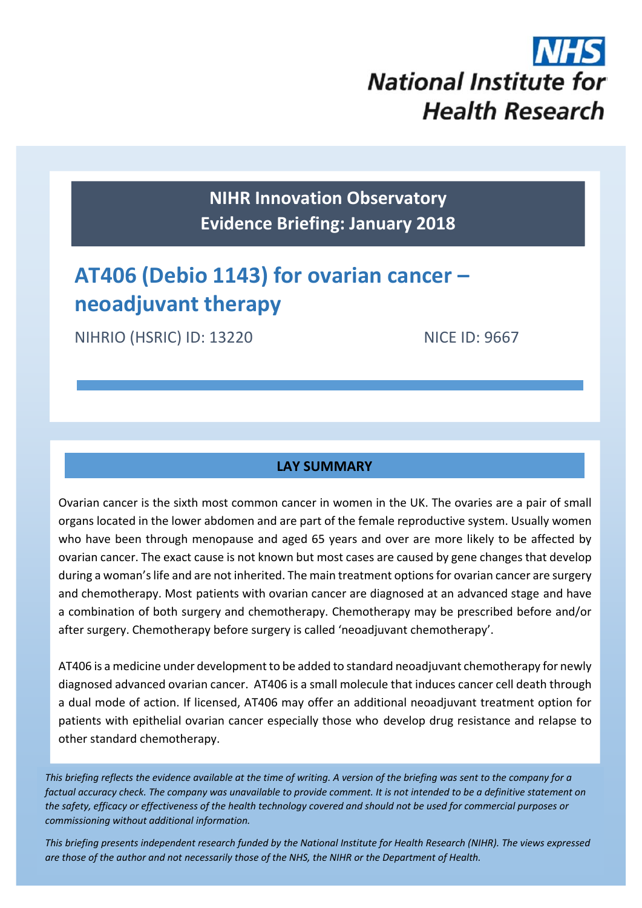NHS National Institute for Health Research

**NIHR Innovation Observatory**
**Evidence Briefing: January 2018**

# AT406 (Debio 1143) for ovarian cancer – neoadjuvant therapy

NIHRIO (HSRIC) ID: 13220 NICE ID: 9667

## LAY SUMMARY

Ovarian cancer is the sixth most common cancer in women in the UK. The ovaries are a pair of small organs located in the lower abdomen and are part of the female reproductive system. Usually women who have been through menopause and aged 65 years and over are more likely to be affected by ovarian cancer. The exact cause is not known but most cases are caused by gene changes that develop during a woman's life and are not inherited. The main treatment options for ovarian cancer are surgery and chemotherapy. Most patients with ovarian cancer are diagnosed at an advanced stage and have a combination of both surgery and chemotherapy. Chemotherapy may be prescribed before and/or after surgery. Chemotherapy before surgery is called 'neoadjuvant chemotherapy'.

AT406 is a medicine under development to be added to standard neoadjuvant chemotherapy for newly diagnosed advanced ovarian cancer. AT406 is a small molecule that induces cancer cell death through a dual mode of action. If licensed, AT406 may offer an additional neoadjuvant treatment option for patients with epithelial ovarian cancer especially those who develop drug resistance and relapse to other standard chemotherapy.

*This briefing reflects the evidence available at the time of writing. A version of the briefing was sent to the company for a factual accuracy check. The company was unavailable to provide comment. It is not intended to be a definitive statement on the safety, efficacy or effectiveness of the health technology covered and should not be used for commercial purposes or commissioning without additional information.*

*This briefing presents independent research funded by the National Institute for Health Research (NIHR). The views expressed are those of the author and not necessarily those of the NHS, the NIHR or the Department of Health.*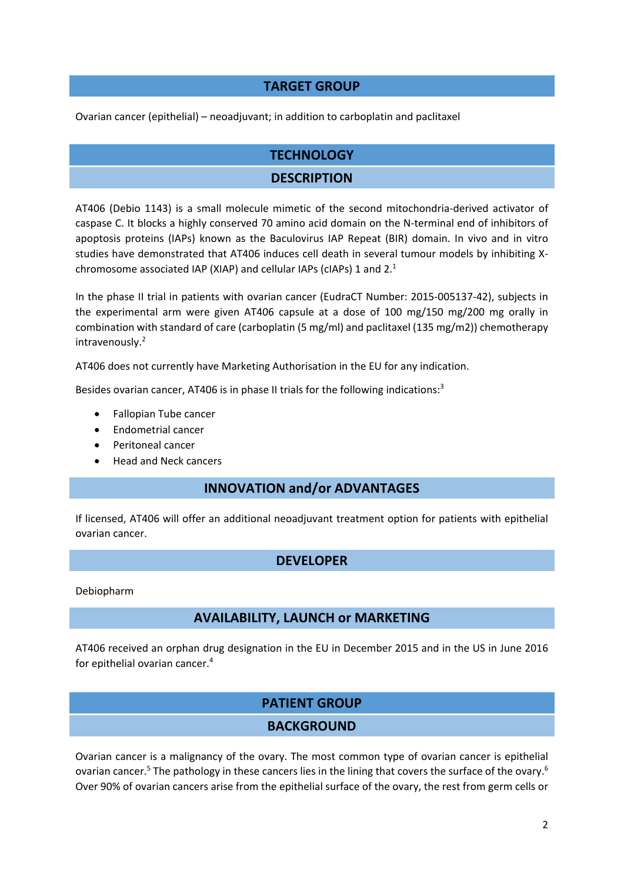## TARGET GROUP

Ovarian cancer (epithelial) – neoadjuvant; in addition to carboplatin and paclitaxel

## TECHNOLOGY

### DESCRIPTION

AT406 (Debio 1143) is a small molecule mimetic of the second mitochondria-derived activator of caspase C. It blocks a highly conserved 70 amino acid domain on the N-terminal end of inhibitors of apoptosis proteins (IAPs) known as the Baculovirus IAP Repeat (BIR) domain. In vivo and in vitro studies have demonstrated that AT406 induces cell death in several tumour models by inhibiting X-chromosome associated IAP (XIAP) and cellular IAPs (cIAPs) 1 and 2.[1]

In the phase II trial in patients with ovarian cancer (EudraCT Number: 2015-005137-42), subjects in the experimental arm were given AT406 capsule at a dose of 100 mg/150 mg/200 mg orally in combination with standard of care (carboplatin (5 mg/ml) and paclitaxel (135 mg/m2)) chemotherapy intravenously.[2]

AT406 does not currently have Marketing Authorisation in the EU for any indication.

Besides ovarian cancer, AT406 is in phase II trials for the following indications:[3]

- Fallopian Tube cancer
- Endometrial cancer
- Peritoneal cancer
- Head and Neck cancers

### INNOVATION and/or ADVANTAGES

If licensed, AT406 will offer an additional neoadjuvant treatment option for patients with epithelial ovarian cancer.

### DEVELOPER

Debiopharm

### AVAILABILITY, LAUNCH or MARKETING

AT406 received an orphan drug designation in the EU in December 2015 and in the US in June 2016 for epithelial ovarian cancer.[4]

## PATIENT GROUP

### BACKGROUND

Ovarian cancer is a malignancy of the ovary. The most common type of ovarian cancer is epithelial ovarian cancer.[5] The pathology in these cancers lies in the lining that covers the surface of the ovary.[6] Over 90% of ovarian cancers arise from the epithelial surface of the ovary, the rest from germ cells or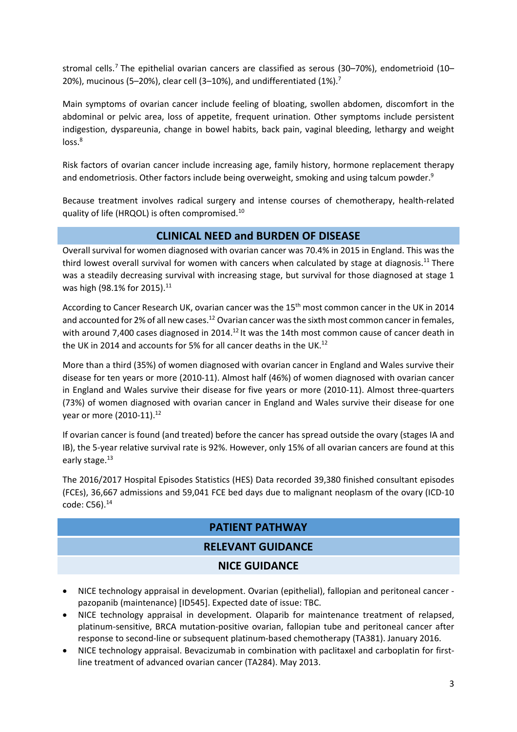stromal cells.[7] The epithelial ovarian cancers are classified as serous (30–70%), endometrioid (10–20%), mucinous (5–20%), clear cell (3–10%), and undifferentiated (1%).[7]

Main symptoms of ovarian cancer include feeling of bloating, swollen abdomen, discomfort in the abdominal or pelvic area, loss of appetite, frequent urination. Other symptoms include persistent indigestion, dyspareunia, change in bowel habits, back pain, vaginal bleeding, lethargy and weight loss.[8]

Risk factors of ovarian cancer include increasing age, family history, hormone replacement therapy and endometriosis. Other factors include being overweight, smoking and using talcum powder.[9]

Because treatment involves radical surgery and intense courses of chemotherapy, health-related quality of life (HRQOL) is often compromised.[10]

## CLINICAL NEED and BURDEN OF DISEASE

Overall survival for women diagnosed with ovarian cancer was 70.4% in 2015 in England. This was the third lowest overall survival for women with cancers when calculated by stage at diagnosis.[11] There was a steadily decreasing survival with increasing stage, but survival for those diagnosed at stage 1 was high (98.1% for 2015).[11]

According to Cancer Research UK, ovarian cancer was the 15th most common cancer in the UK in 2014 and accounted for 2% of all new cases.[12] Ovarian cancer was the sixth most common cancer in females, with around 7,400 cases diagnosed in 2014.[12] It was the 14th most common cause of cancer death in the UK in 2014 and accounts for 5% for all cancer deaths in the UK.[12]

More than a third (35%) of women diagnosed with ovarian cancer in England and Wales survive their disease for ten years or more (2010-11). Almost half (46%) of women diagnosed with ovarian cancer in England and Wales survive their disease for five years or more (2010-11). Almost three-quarters (73%) of women diagnosed with ovarian cancer in England and Wales survive their disease for one year or more (2010-11).[12]

If ovarian cancer is found (and treated) before the cancer has spread outside the ovary (stages IA and IB), the 5-year relative survival rate is 92%. However, only 15% of all ovarian cancers are found at this early stage.[13]

The 2016/2017 Hospital Episodes Statistics (HES) Data recorded 39,380 finished consultant episodes (FCEs), 36,667 admissions and 59,041 FCE bed days due to malignant neoplasm of the ovary (ICD-10 code: C56).[14]

## PATIENT PATHWAY

## RELEVANT GUIDANCE

### NICE GUIDANCE

- NICE technology appraisal in development. Ovarian (epithelial), fallopian and peritoneal cancer - pazopanib (maintenance) [ID545]. Expected date of issue: TBC.
- NICE technology appraisal in development. Olaparib for maintenance treatment of relapsed, platinum-sensitive, BRCA mutation-positive ovarian, fallopian tube and peritoneal cancer after response to second-line or subsequent platinum-based chemotherapy (TA381). January 2016.
- NICE technology appraisal. Bevacizumab in combination with paclitaxel and carboplatin for first-line treatment of advanced ovarian cancer (TA284). May 2013.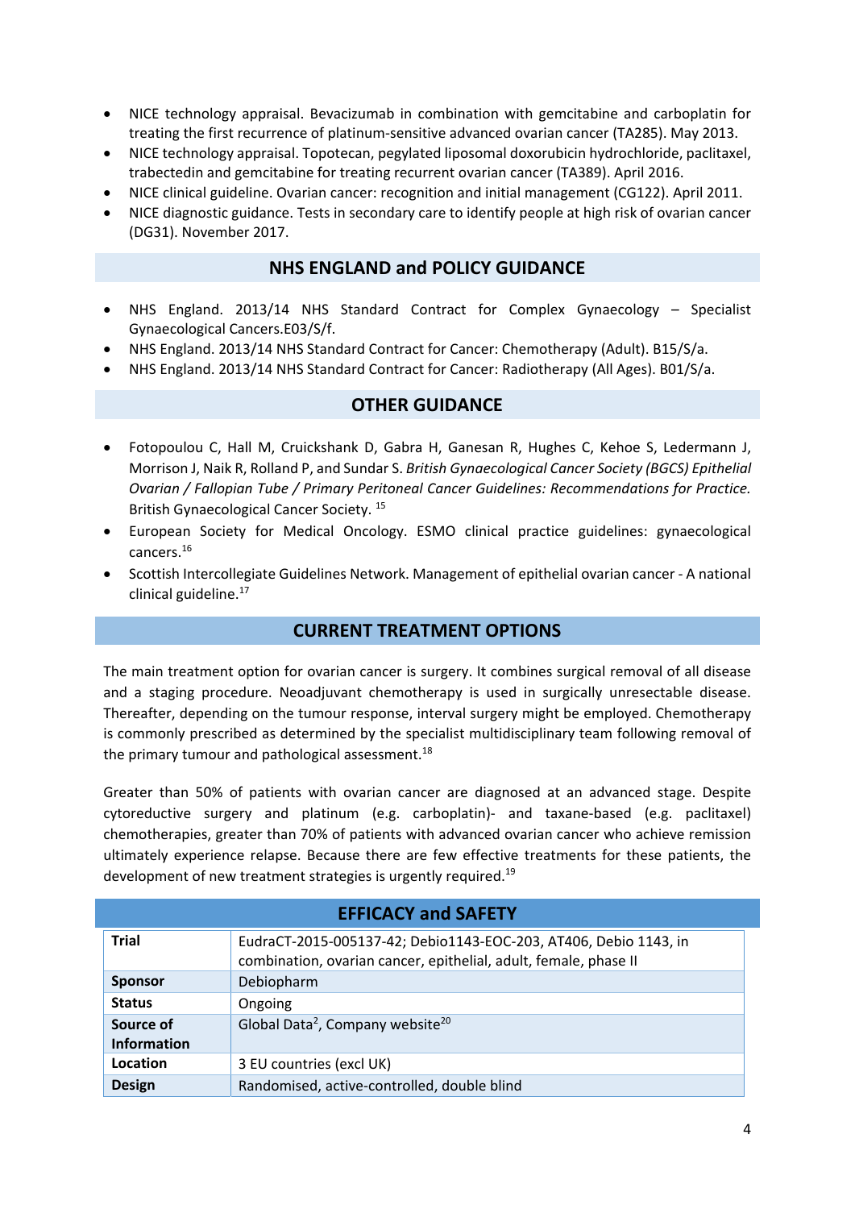- NICE technology appraisal. Bevacizumab in combination with gemcitabine and carboplatin for treating the first recurrence of platinum-sensitive advanced ovarian cancer (TA285). May 2013.
- NICE technology appraisal. Topotecan, pegylated liposomal doxorubicin hydrochloride, paclitaxel, trabectedin and gemcitabine for treating recurrent ovarian cancer (TA389). April 2016.
- NICE clinical guideline. Ovarian cancer: recognition and initial management (CG122). April 2011.
- NICE diagnostic guidance. Tests in secondary care to identify people at high risk of ovarian cancer (DG31). November 2017.

## NHS ENGLAND and POLICY GUIDANCE

- NHS England. 2013/14 NHS Standard Contract for Complex Gynaecology – Specialist Gynaecological Cancers.E03/S/f.
- NHS England. 2013/14 NHS Standard Contract for Cancer: Chemotherapy (Adult). B15/S/a.
- NHS England. 2013/14 NHS Standard Contract for Cancer: Radiotherapy (All Ages). B01/S/a.

## OTHER GUIDANCE

- Fotopoulou C, Hall M, Cruickshank D, Gabra H, Ganesan R, Hughes C, Kehoe S, Ledermann J, Morrison J, Naik R, Rolland P, and Sundar S. *British Gynaecological Cancer Society (BGCS) Epithelial Ovarian / Fallopian Tube / Primary Peritoneal Cancer Guidelines: Recommendations for Practice.* British Gynaecological Cancer Society. [15]
- European Society for Medical Oncology. ESMO clinical practice guidelines: gynaecological cancers.[16]
- Scottish Intercollegiate Guidelines Network. Management of epithelial ovarian cancer - A national clinical guideline.[17]

## CURRENT TREATMENT OPTIONS

The main treatment option for ovarian cancer is surgery. It combines surgical removal of all disease and a staging procedure. Neoadjuvant chemotherapy is used in surgically unresectable disease. Thereafter, depending on the tumour response, interval surgery might be employed. Chemotherapy is commonly prescribed as determined by the specialist multidisciplinary team following removal of the primary tumour and pathological assessment.[18]

Greater than 50% of patients with ovarian cancer are diagnosed at an advanced stage. Despite cytoreductive surgery and platinum (e.g. carboplatin)- and taxane-based (e.g. paclitaxel) chemotherapies, greater than 70% of patients with advanced ovarian cancer who achieve remission ultimately experience relapse. Because there are few effective treatments for these patients, the development of new treatment strategies is urgently required.[19]

## EFFICACY and SAFETY

| | |
|---|---|
| **Trial** | EudraCT-2015-005137-42; Debio1143-EOC-203, AT406, Debio 1143, in combination, ovarian cancer, epithelial, adult, female, phase II |
| **Sponsor** | Debiopharm |
| **Status** | Ongoing |
| **Source of Information** | Global Data[2], Company website[20] |
| **Location** | 3 EU countries (excl UK) |
| **Design** | Randomised, active-controlled, double blind |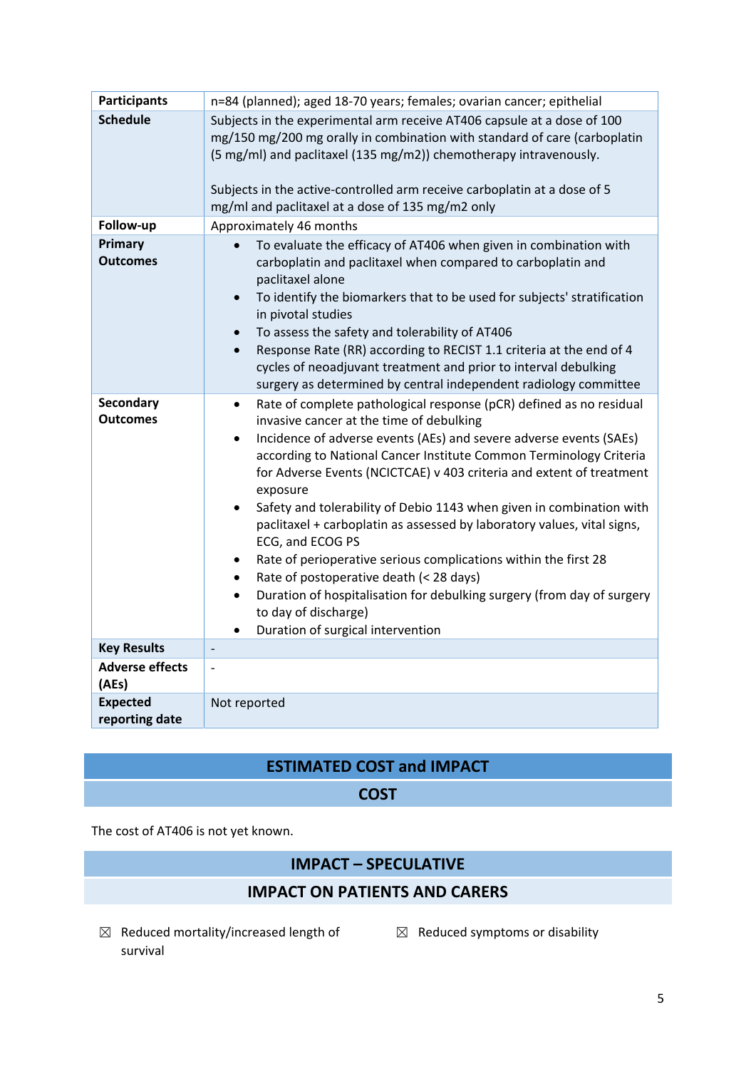| | |
|---|---|
| **Participants** | n=84 (planned); aged 18-70 years; females; ovarian cancer; epithelial |
| **Schedule** | Subjects in the experimental arm receive AT406 capsule at a dose of 100 mg/150 mg/200 mg orally in combination with standard of care (carboplatin (5 mg/ml) and paclitaxel (135 mg/m2)) chemotherapy intravenously.<br><br>Subjects in the active-controlled arm receive carboplatin at a dose of 5 mg/ml and paclitaxel at a dose of 135 mg/m2 only |
| **Follow-up** | Approximately 46 months |
| **Primary Outcomes** | • To evaluate the efficacy of AT406 when given in combination with carboplatin and paclitaxel when compared to carboplatin and paclitaxel alone<br>• To identify the biomarkers that to be used for subjects' stratification in pivotal studies<br>• To assess the safety and tolerability of AT406<br>• Response Rate (RR) according to RECIST 1.1 criteria at the end of 4 cycles of neoadjuvant treatment and prior to interval debulking surgery as determined by central independent radiology committee |
| **Secondary Outcomes** | • Rate of complete pathological response (pCR) defined as no residual invasive cancer at the time of debulking<br>• Incidence of adverse events (AEs) and severe adverse events (SAEs) according to National Cancer Institute Common Terminology Criteria for Adverse Events (NCICTCAE) v 403 criteria and extent of treatment exposure<br>• Safety and tolerability of Debio 1143 when given in combination with paclitaxel + carboplatin as assessed by laboratory values, vital signs, ECG, and ECOG PS<br>• Rate of perioperative serious complications within the first 28<br>• Rate of postoperative death (< 28 days)<br>• Duration of hospitalisation for debulking surgery (from day of surgery to day of discharge)<br>• Duration of surgical intervention |
| **Key Results** | - |
| **Adverse effects (AEs)** | - |
| **Expected reporting date** | Not reported |

## ESTIMATED COST and IMPACT

### COST

The cost of AT406 is not yet known.

### IMPACT – SPECULATIVE

### IMPACT ON PATIENTS AND CARERS

☒ Reduced mortality/increased length of survival

☒ Reduced symptoms or disability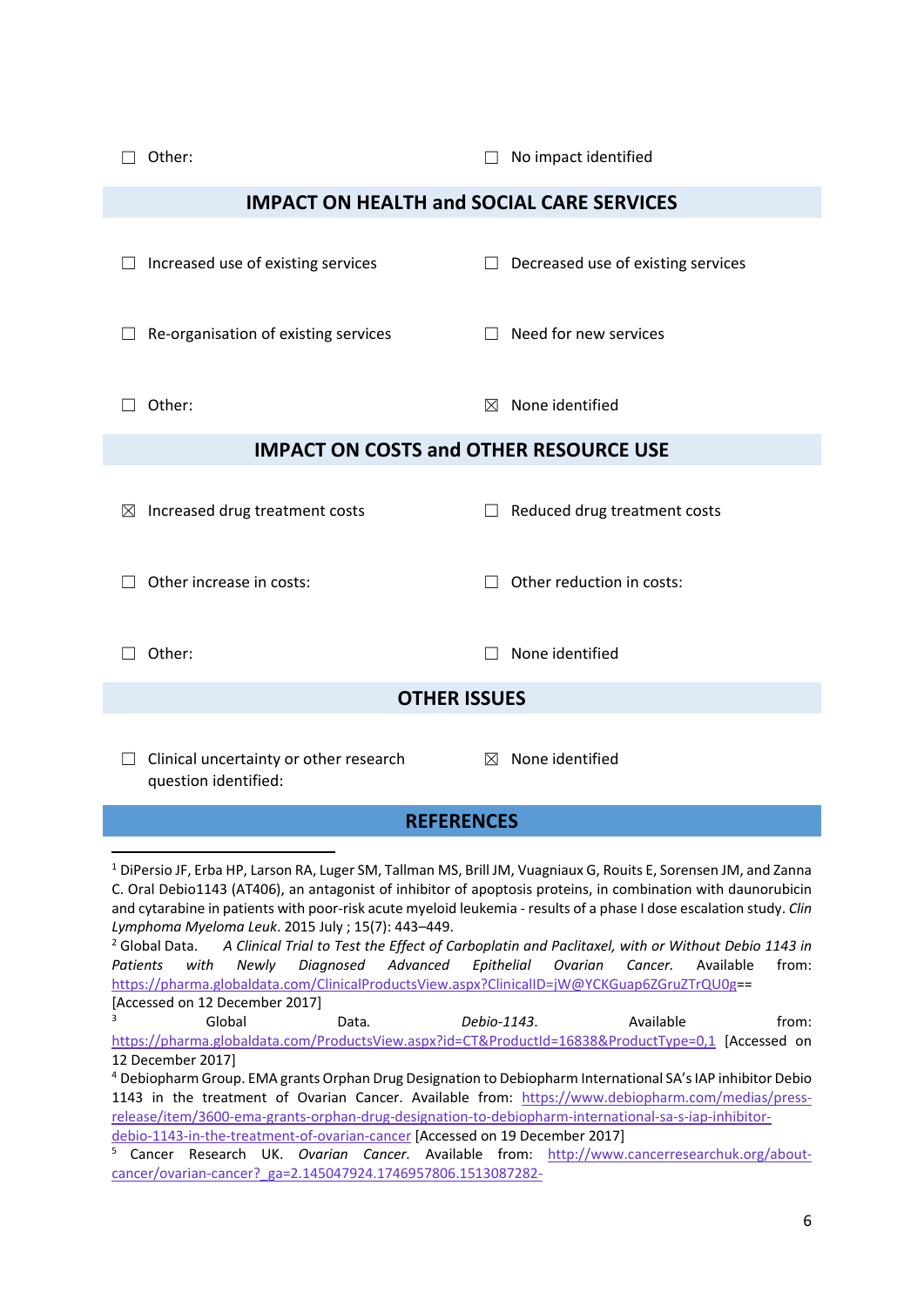☐ Other: ☐ No impact identified

## IMPACT ON HEALTH and SOCIAL CARE SERVICES

☐ Increased use of existing services ☐ Decreased use of existing services

☐ Re-organisation of existing services ☐ Need for new services

☐ Other: ☒ None identified

## IMPACT ON COSTS and OTHER RESOURCE USE

☒ Increased drug treatment costs ☐ Reduced drug treatment costs

☐ Other increase in costs: ☐ Other reduction in costs:

☐ Other: ☐ None identified

## OTHER ISSUES

☐ Clinical uncertainty or other research question identified: ☒ None identified

## REFERENCES

[1] DiPersio JF, Erba HP, Larson RA, Luger SM, Tallman MS, Brill JM, Vuagniaux G, Rouits E, Sorensen JM, and Zanna C. Oral Debio1143 (AT406), an antagonist of inhibitor of apoptosis proteins, in combination with daunorubicin and cytarabine in patients with poor-risk acute myeloid leukemia - results of a phase I dose escalation study. *Clin Lymphoma Myeloma Leuk*. 2015 July ; 15(7): 443–449.

[2] Global Data. *A Clinical Trial to Test the Effect of Carboplatin and Paclitaxel, with or Without Debio 1143 in Patients with Newly Diagnosed Advanced Epithelial Ovarian Cancer.* Available from: https://pharma.globaldata.com/ClinicalProductsView.aspx?ClinicalID=jW@YCKGuap6ZGruZTrQU0g== [Accessed on 12 December 2017]

[3] Global Data. *Debio-1143*. Available from: https://pharma.globaldata.com/ProductsView.aspx?id=CT&ProductId=16838&ProductType=0,1 [Accessed on 12 December 2017]

[4] Debiopharm Group. EMA grants Orphan Drug Designation to Debiopharm International SA's IAP inhibitor Debio 1143 in the treatment of Ovarian Cancer. Available from: https://www.debiopharm.com/medias/press-release/item/3600-ema-grants-orphan-drug-designation-to-debiopharm-international-sa-s-iap-inhibitor-debio-1143-in-the-treatment-of-ovarian-cancer [Accessed on 19 December 2017]

[5] Cancer Research UK. *Ovarian Cancer.* Available from: http://www.cancerresearchuk.org/about-cancer/ovarian-cancer?_ga=2.145047924.1746957806.1513087282-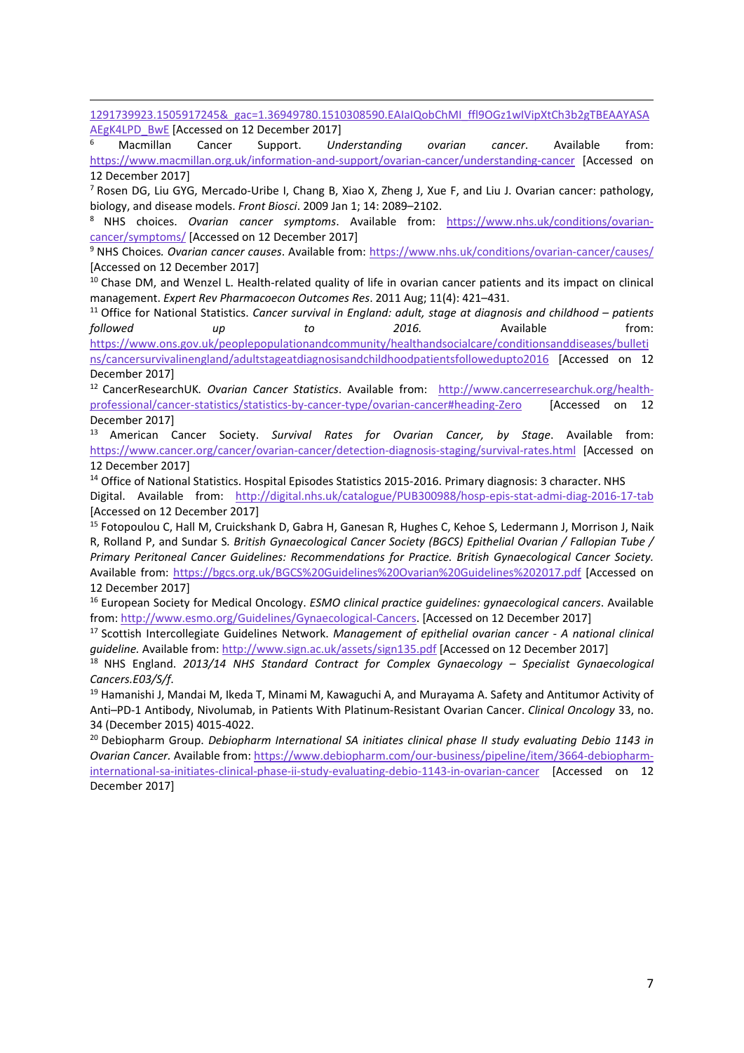1291739923.1505917245&_gac=1.36949780.1510308590.EAIaIQobChMI_ffl9OGz1wIVipXtCh3b2gTBEAAYASAAEgK4LPD_BwE [Accessed on 12 December 2017]

[6] Macmillan Cancer Support. *Understanding ovarian cancer*. Available from: https://www.macmillan.org.uk/information-and-support/ovarian-cancer/understanding-cancer [Accessed on 12 December 2017]

[7] Rosen DG, Liu GYG, Mercado-Uribe I, Chang B, Xiao X, Zheng J, Xue F, and Liu J. Ovarian cancer: pathology, biology, and disease models. *Front Biosci*. 2009 Jan 1; 14: 2089–2102.

[8] NHS choices. *Ovarian cancer symptoms*. Available from: https://www.nhs.uk/conditions/ovarian-cancer/symptoms/ [Accessed on 12 December 2017]

[9] NHS Choices. *Ovarian cancer causes*. Available from: https://www.nhs.uk/conditions/ovarian-cancer/causes/ [Accessed on 12 December 2017]

[10] Chase DM, and Wenzel L. Health-related quality of life in ovarian cancer patients and its impact on clinical management. *Expert Rev Pharmacoecon Outcomes Res*. 2011 Aug; 11(4): 421–431.

[11] Office for National Statistics. *Cancer survival in England: adult, stage at diagnosis and childhood – patients followed up to 2016.* Available from: https://www.ons.gov.uk/peoplepopulationandcommunity/healthandsocialcare/conditionsanddiseases/bulletins/cancersurvivalinengland/adultstageatdiagnosisandchildhoodpatientsfollowedupto2016 [Accessed on 12 December 2017]

[12] CancerResearchUK. *Ovarian Cancer Statistics*. Available from: http://www.cancerresearchuk.org/health-professional/cancer-statistics/statistics-by-cancer-type/ovarian-cancer#heading-Zero [Accessed on 12 December 2017]

[13] American Cancer Society. *Survival Rates for Ovarian Cancer, by Stage*. Available from: https://www.cancer.org/cancer/ovarian-cancer/detection-diagnosis-staging/survival-rates.html [Accessed on 12 December 2017]

[14] Office of National Statistics. Hospital Episodes Statistics 2015-2016. Primary diagnosis: 3 character. NHS Digital. Available from: http://digital.nhs.uk/catalogue/PUB300988/hosp-epis-stat-admi-diag-2016-17-tab [Accessed on 12 December 2017]

[15] Fotopoulou C, Hall M, Cruickshank D, Gabra H, Ganesan R, Hughes C, Kehoe S, Ledermann J, Morrison J, Naik R, Rolland P, and Sundar S. *British Gynaecological Cancer Society (BGCS) Epithelial Ovarian / Fallopian Tube / Primary Peritoneal Cancer Guidelines: Recommendations for Practice. British Gynaecological Cancer Society.* Available from: https://bgcs.org.uk/BGCS%20Guidelines%20Ovarian%20Guidelines%202017.pdf [Accessed on 12 December 2017]

[16] European Society for Medical Oncology. *ESMO clinical practice guidelines: gynaecological cancers*. Available from: http://www.esmo.org/Guidelines/Gynaecological-Cancers. [Accessed on 12 December 2017]

[17] Scottish Intercollegiate Guidelines Network. *Management of epithelial ovarian cancer - A national clinical guideline.* Available from: http://www.sign.ac.uk/assets/sign135.pdf [Accessed on 12 December 2017]

[18] NHS England. *2013/14 NHS Standard Contract for Complex Gynaecology – Specialist Gynaecological Cancers.E03/S/f.*

[19] Hamanishi J, Mandai M, Ikeda T, Minami M, Kawaguchi A, and Murayama A. Safety and Antitumor Activity of Anti–PD-1 Antibody, Nivolumab, in Patients With Platinum-Resistant Ovarian Cancer. *Clinical Oncology* 33, no. 34 (December 2015) 4015-4022.

[20] Debiopharm Group. *Debiopharm International SA initiates clinical phase II study evaluating Debio 1143 in Ovarian Cancer.* Available from: https://www.debiopharm.com/our-business/pipeline/item/3664-debiopharm-international-sa-initiates-clinical-phase-ii-study-evaluating-debio-1143-in-ovarian-cancer [Accessed on 12 December 2017]